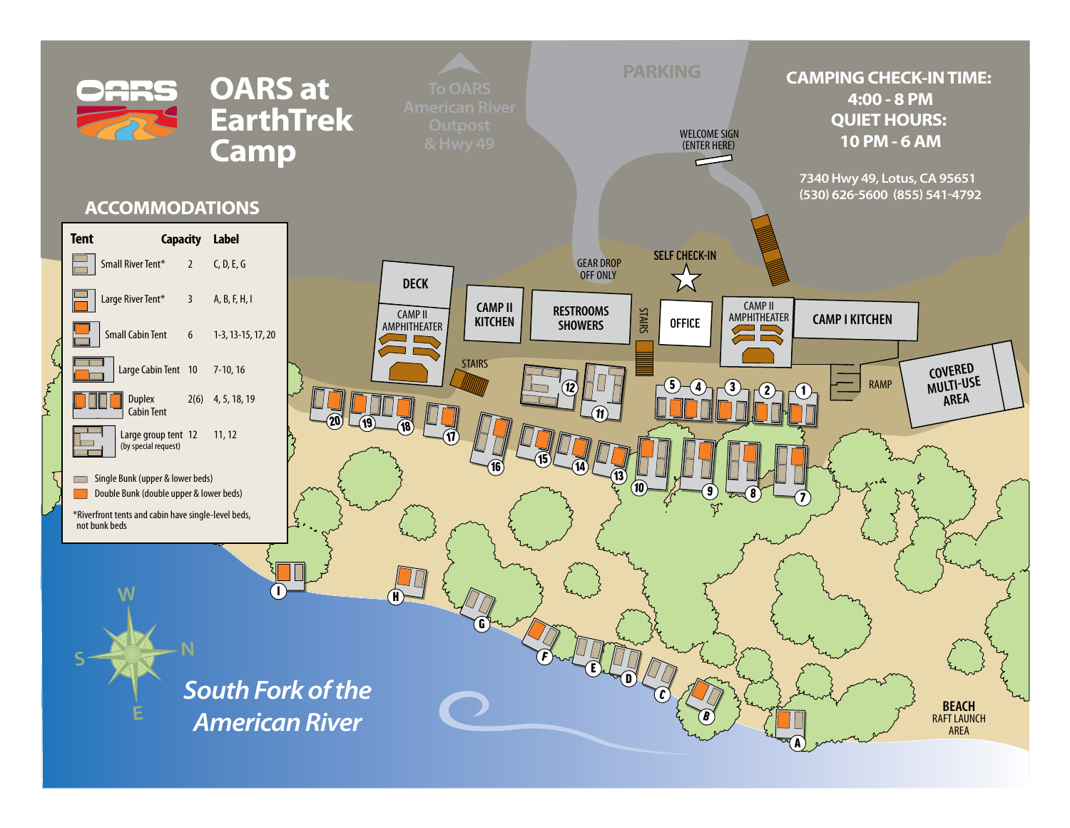# OARS at EarthTrek Camp

**CAMPING CHECK-IN TIME: 4:00 - 8 PM**

**QUIET HOURS: 10 PM - 6 AM**

7340 Hwy 49, Lotus, CA 95651
(530) 626-5600 (855) 541-4792

## ACCOMMODATIONS

| Tent | Capacity | Label |
|---|---|---|
| Small River Tent* | 2 | C, D, E, G |
| Large River Tent* | 3 | A, B, F, H, I |
| Small Cabin Tent | 6 | 1-3, 13-15, 17, 20 |
| Large Cabin Tent | 10 | 7-10, 16 |
| Duplex Cabin Tent | 2(6) | 4, 5, 18, 19 |
| Large group tent (by special request) | 12 | 11, 12 |

Single Bunk (upper & lower beds)

Double Bunk (double upper & lower beds)

*Riverfront tents and cabin have single-level beds, not bunk beds

To OARS American River Outpost & Hwy 49

PARKING

WELCOME SIGN (ENTER HERE)

GEAR DROP OFF ONLY

SELF CHECK-IN

DECK

CAMP II AMPHITHEATER

CAMP II KITCHEN

RESTROOMS SHOWERS

STAIRS

OFFICE

CAMP II AMPHITHEATER

CAMP I KITCHEN

RAMP

COVERED MULTI-USE AREA

BEACH RAFT LAUNCH AREA

W N S E

*South Fork of the American River*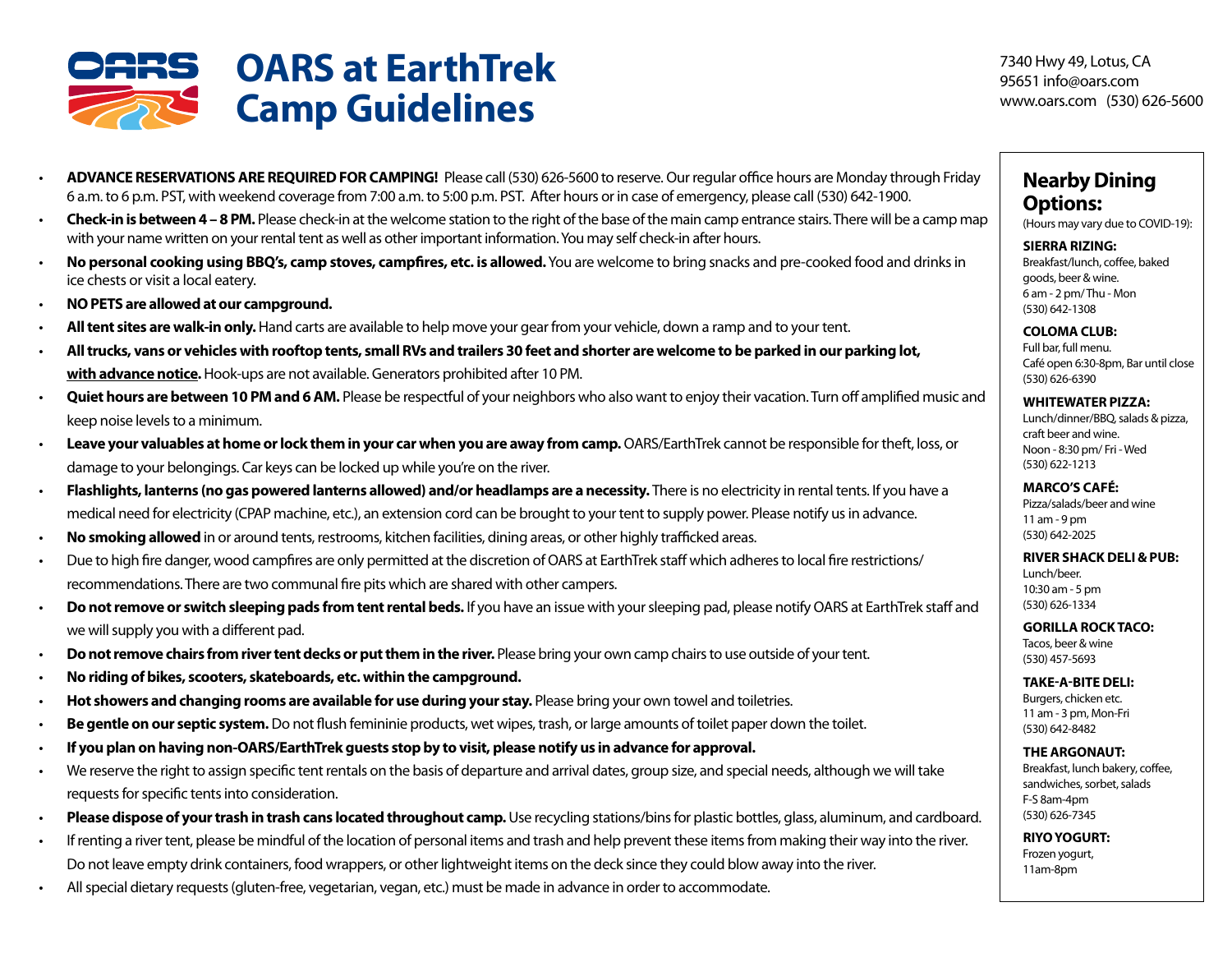# OARS at EarthTrek Camp Guidelines

7340 Hwy 49, Lotus, CA 95651 info@oars.com
www.oars.com (530) 626-5600

- **ADVANCE RESERVATIONS ARE REQUIRED FOR CAMPING!** Please call (530) 626-5600 to reserve. Our regular office hours are Monday through Friday 6 a.m. to 6 p.m. PST, with weekend coverage from 7:00 a.m. to 5:00 p.m. PST. After hours or in case of emergency, please call (530) 642-1900.
- **Check-in is between 4 – 8 PM.** Please check-in at the welcome station to the right of the base of the main camp entrance stairs. There will be a camp map with your name written on your rental tent as well as other important information. You may self check-in after hours.
- **No personal cooking using BBQ's, camp stoves, campfires, etc. is allowed.** You are welcome to bring snacks and pre-cooked food and drinks in ice chests or visit a local eatery.
- **NO PETS are allowed at our campground.**
- **All tent sites are walk-in only.** Hand carts are available to help move your gear from your vehicle, down a ramp and to your tent.
- **All trucks, vans or vehicles with rooftop tents, small RVs and trailers 30 feet and shorter are welcome to be parked in our parking lot, <u>with advance notice</u>.** Hook-ups are not available. Generators prohibited after 10 PM.
- **Quiet hours are between 10 PM and 6 AM.** Please be respectful of your neighbors who also want to enjoy their vacation. Turn off amplified music and keep noise levels to a minimum.
- **Leave your valuables at home or lock them in your car when you are away from camp.** OARS/EarthTrek cannot be responsible for theft, loss, or damage to your belongings. Car keys can be locked up while you're on the river.
- **Flashlights, lanterns (no gas powered lanterns allowed) and/or headlamps are a necessity.** There is no electricity in rental tents. If you have a medical need for electricity (CPAP machine, etc.), an extension cord can be brought to your tent to supply power. Please notify us in advance.
- **No smoking allowed** in or around tents, restrooms, kitchen facilities, dining areas, or other highly trafficked areas.
- Due to high fire danger, wood campfires are only permitted at the discretion of OARS at EarthTrek staff which adheres to local fire restrictions/recommendations. There are two communal fire pits which are shared with other campers.
- **Do not remove or switch sleeping pads from tent rental beds.** If you have an issue with your sleeping pad, please notify OARS at EarthTrek staff and we will supply you with a different pad.
- **Do not remove chairs from river tent decks or put them in the river.** Please bring your own camp chairs to use outside of your tent.
- **No riding of bikes, scooters, skateboards, etc. within the campground.**
- **Hot showers and changing rooms are available for use during your stay.** Please bring your own towel and toiletries.
- **Be gentle on our septic system.** Do not flush femininie products, wet wipes, trash, or large amounts of toilet paper down the toilet.
- **If you plan on having non-OARS/EarthTrek guests stop by to visit, please notify us in advance for approval.**
- We reserve the right to assign specific tent rentals on the basis of departure and arrival dates, group size, and special needs, although we will take requests for specific tents into consideration.
- **Please dispose of your trash in trash cans located throughout camp.** Use recycling stations/bins for plastic bottles, glass, aluminum, and cardboard.
- If renting a river tent, please be mindful of the location of personal items and trash and help prevent these items from making their way into the river. Do not leave empty drink containers, food wrappers, or other lightweight items on the deck since they could blow away into the river.
- All special dietary requests (gluten-free, vegetarian, vegan, etc.) must be made in advance in order to accommodate.

## Nearby Dining Options:

(Hours may vary due to COVID-19):

**SIERRA RIZING:**
Breakfast/lunch, coffee, baked goods, beer & wine.
6 am - 2 pm/ Thu - Mon
(530) 642-1308

**COLOMA CLUB:**
Full bar, full menu.
Café open 6:30-8pm, Bar until close
(530) 626-6390

**WHITEWATER PIZZA:**
Lunch/dinner/BBQ, salads & pizza, craft beer and wine.
Noon - 8:30 pm/ Fri - Wed
(530) 622-1213

**MARCO'S CAFÉ:**
Pizza/salads/beer and wine
11 am - 9 pm
(530) 642-2025

**RIVER SHACK DELI & PUB:**
Lunch/beer.
10:30 am - 5 pm
(530) 626-1334

**GORILLA ROCK TACO:**
Tacos, beer & wine
(530) 457-5693

**TAKE-A-BITE DELI:**
Burgers, chicken etc.
11 am - 3 pm, Mon-Fri
(530) 642-8482

**THE ARGONAUT:**
Breakfast, lunch bakery, coffee, sandwiches, sorbet, salads
F-S 8am-4pm
(530) 626-7345

**RIYO YOGURT:**
Frozen yogurt,
11am-8pm